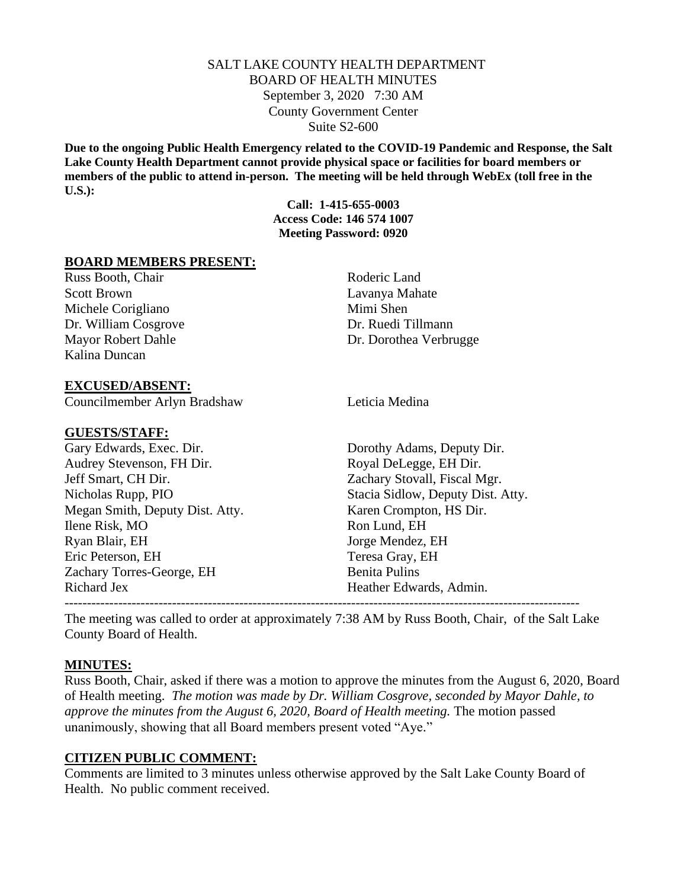SALT LAKE COUNTY HEALTH DEPARTMENT
BOARD OF HEALTH MINUTES
September 3, 2020 7:30 AM
County Government Center
Suite S2-600

**Due to the ongoing Public Health Emergency related to the COVID-19 Pandemic and Response, the Salt Lake County Health Department cannot provide physical space or facilities for board members or members of the public to attend in-person. The meeting will be held through WebEx (toll free in the U.S.):**

**Call: 1-415-655-0003**
**Access Code: 146 574 1007**
**Meeting Password: 0920**

## BOARD MEMBERS PRESENT:

Russ Booth, Chair
Scott Brown
Michele Corigliano
Dr. William Cosgrove
Mayor Robert Dahle
Kalina Duncan
Roderic Land
Lavanya Mahate
Mimi Shen
Dr. Ruedi Tillmann
Dr. Dorothea Verbrugge

## EXCUSED/ABSENT:

Councilmember Arlyn Bradshaw
Leticia Medina

## GUESTS/STAFF:

Gary Edwards, Exec. Dir.
Audrey Stevenson, FH Dir.
Jeff Smart, CH Dir.
Nicholas Rupp, PIO
Megan Smith, Deputy Dist. Atty.
Ilene Risk, MO
Ryan Blair, EH
Eric Peterson, EH
Zachary Torres-George, EH
Richard Jex
Dorothy Adams, Deputy Dir.
Royal DeLegge, EH Dir.
Zachary Stovall, Fiscal Mgr.
Stacia Sidlow, Deputy Dist. Atty.
Karen Crompton, HS Dir.
Ron Lund, EH
Jorge Mendez, EH
Teresa Gray, EH
Benita Pulins
Heather Edwards, Admin.

---

The meeting was called to order at approximately 7:38 AM by Russ Booth, Chair, of the Salt Lake County Board of Health.

## MINUTES:

Russ Booth, Chair, asked if there was a motion to approve the minutes from the August 6, 2020, Board of Health meeting. *The motion was made by Dr. William Cosgrove, seconded by Mayor Dahle, to approve the minutes from the August 6, 2020, Board of Health meeting.* The motion passed unanimously, showing that all Board members present voted "Aye."

## CITIZEN PUBLIC COMMENT:

Comments are limited to 3 minutes unless otherwise approved by the Salt Lake County Board of Health. No public comment received.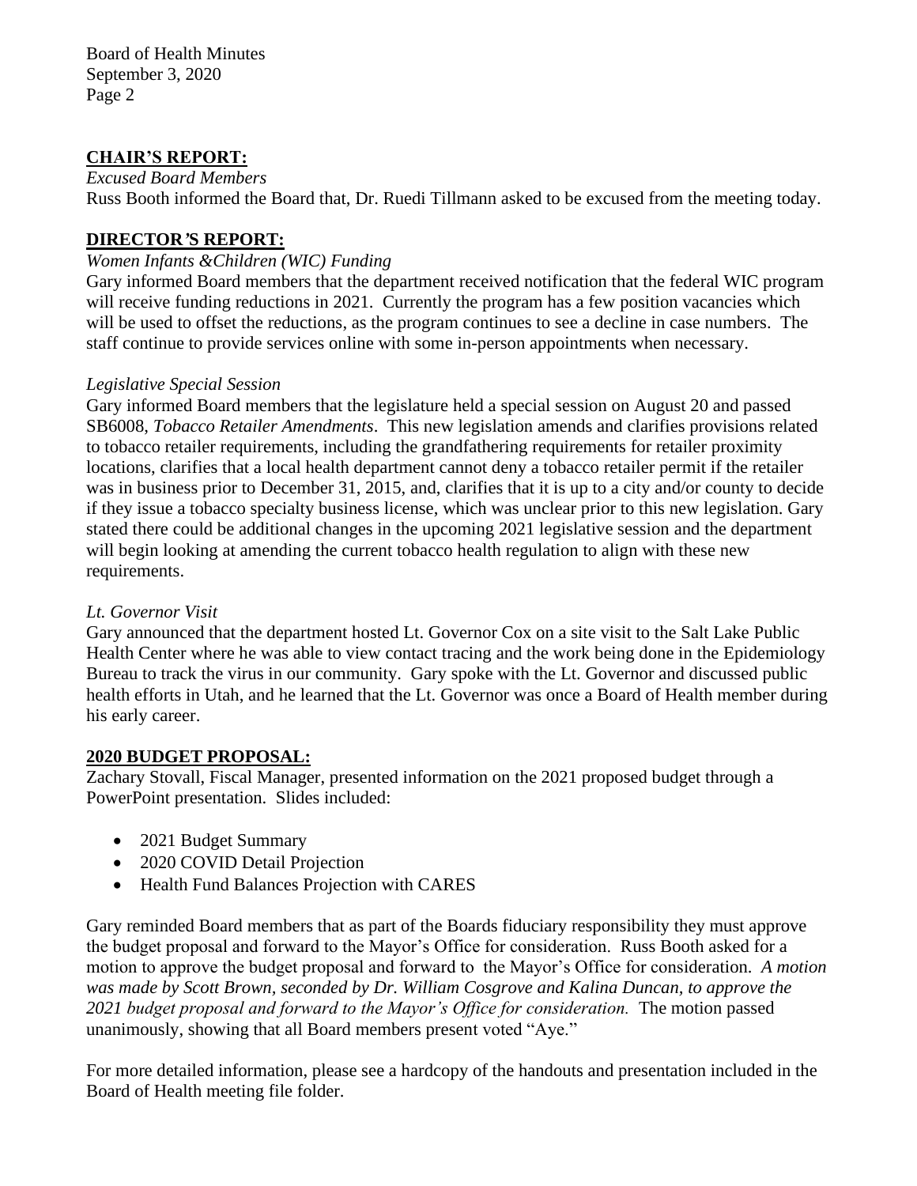## CHAIR'S REPORT:

*Excused Board Members*

Russ Booth informed the Board that, Dr. Ruedi Tillmann asked to be excused from the meeting today.

## DIRECTOR'S REPORT:

*Women Infants &Children (WIC) Funding*

Gary informed Board members that the department received notification that the federal WIC program will receive funding reductions in 2021. Currently the program has a few position vacancies which will be used to offset the reductions, as the program continues to see a decline in case numbers. The staff continue to provide services online with some in-person appointments when necessary.

*Legislative Special Session*

Gary informed Board members that the legislature held a special session on August 20 and passed SB6008, *Tobacco Retailer Amendments*. This new legislation amends and clarifies provisions related to tobacco retailer requirements, including the grandfathering requirements for retailer proximity locations, clarifies that a local health department cannot deny a tobacco retailer permit if the retailer was in business prior to December 31, 2015, and, clarifies that it is up to a city and/or county to decide if they issue a tobacco specialty business license, which was unclear prior to this new legislation. Gary stated there could be additional changes in the upcoming 2021 legislative session and the department will begin looking at amending the current tobacco health regulation to align with these new requirements.

*Lt. Governor Visit*

Gary announced that the department hosted Lt. Governor Cox on a site visit to the Salt Lake Public Health Center where he was able to view contact tracing and the work being done in the Epidemiology Bureau to track the virus in our community. Gary spoke with the Lt. Governor and discussed public health efforts in Utah, and he learned that the Lt. Governor was once a Board of Health member during his early career.

## 2020 BUDGET PROPOSAL:

Zachary Stovall, Fiscal Manager, presented information on the 2021 proposed budget through a PowerPoint presentation. Slides included:

- 2021 Budget Summary
- 2020 COVID Detail Projection
- Health Fund Balances Projection with CARES

Gary reminded Board members that as part of the Boards fiduciary responsibility they must approve the budget proposal and forward to the Mayor's Office for consideration. Russ Booth asked for a motion to approve the budget proposal and forward to the Mayor's Office for consideration. *A motion was made by Scott Brown, seconded by Dr. William Cosgrove and Kalina Duncan, to approve the 2021 budget proposal and forward to the Mayor's Office for consideration.* The motion passed unanimously, showing that all Board members present voted "Aye."

For more detailed information, please see a hardcopy of the handouts and presentation included in the Board of Health meeting file folder.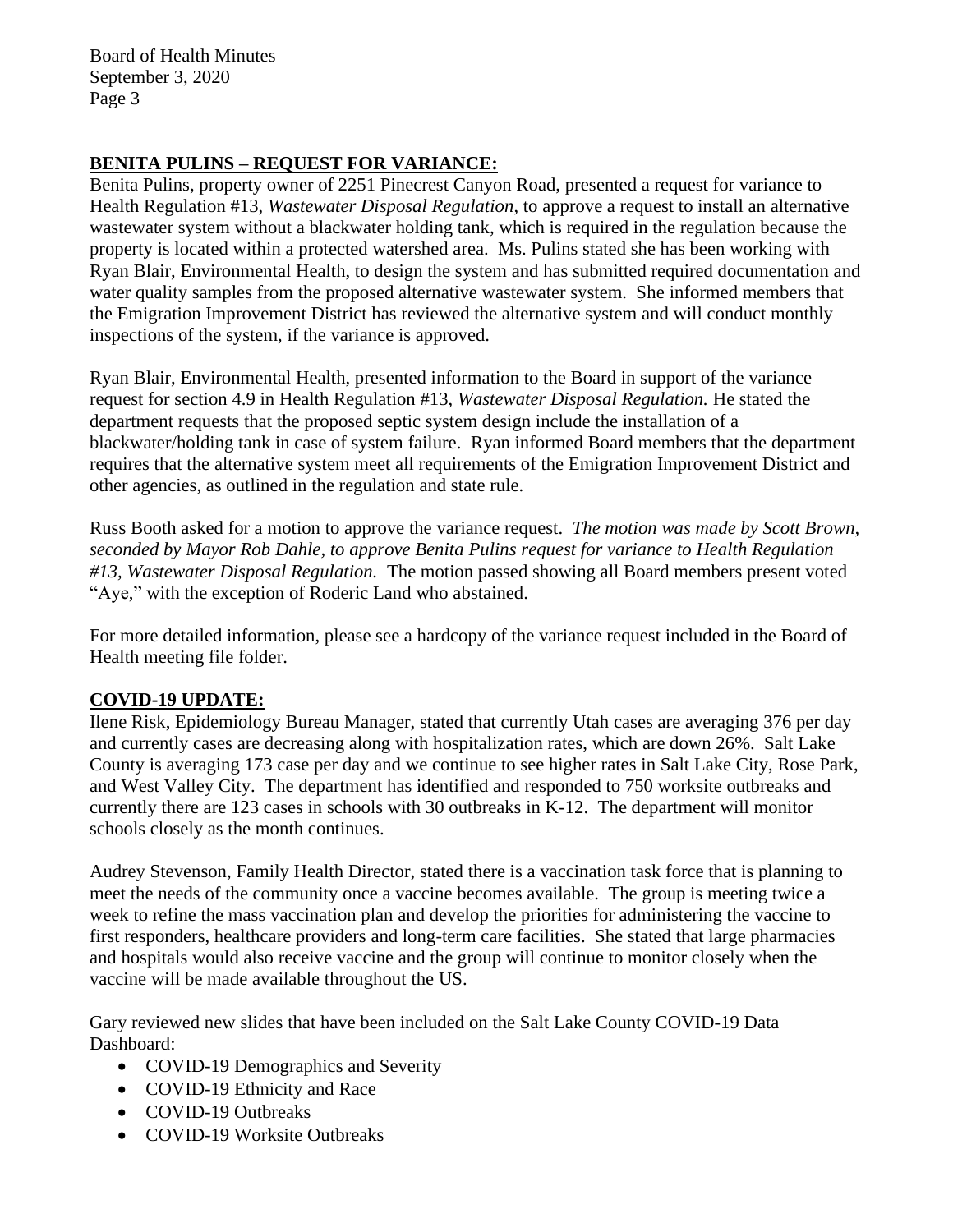**BENITA PULINS – REQUEST FOR VARIANCE:**

Benita Pulins, property owner of 2251 Pinecrest Canyon Road, presented a request for variance to Health Regulation #13, *Wastewater Disposal Regulation*, to approve a request to install an alternative wastewater system without a blackwater holding tank, which is required in the regulation because the property is located within a protected watershed area. Ms. Pulins stated she has been working with Ryan Blair, Environmental Health, to design the system and has submitted required documentation and water quality samples from the proposed alternative wastewater system. She informed members that the Emigration Improvement District has reviewed the alternative system and will conduct monthly inspections of the system, if the variance is approved.

Ryan Blair, Environmental Health, presented information to the Board in support of the variance request for section 4.9 in Health Regulation #13, *Wastewater Disposal Regulation.* He stated the department requests that the proposed septic system design include the installation of a blackwater/holding tank in case of system failure. Ryan informed Board members that the department requires that the alternative system meet all requirements of the Emigration Improvement District and other agencies, as outlined in the regulation and state rule.

Russ Booth asked for a motion to approve the variance request. *The motion was made by Scott Brown, seconded by Mayor Rob Dahle, to approve Benita Pulins request for variance to Health Regulation #13, Wastewater Disposal Regulation.* The motion passed showing all Board members present voted "Aye," with the exception of Roderic Land who abstained.

For more detailed information, please see a hardcopy of the variance request included in the Board of Health meeting file folder.

**COVID-19 UPDATE:**

Ilene Risk, Epidemiology Bureau Manager, stated that currently Utah cases are averaging 376 per day and currently cases are decreasing along with hospitalization rates, which are down 26%. Salt Lake County is averaging 173 case per day and we continue to see higher rates in Salt Lake City, Rose Park, and West Valley City. The department has identified and responded to 750 worksite outbreaks and currently there are 123 cases in schools with 30 outbreaks in K-12. The department will monitor schools closely as the month continues.

Audrey Stevenson, Family Health Director, stated there is a vaccination task force that is planning to meet the needs of the community once a vaccine becomes available. The group is meeting twice a week to refine the mass vaccination plan and develop the priorities for administering the vaccine to first responders, healthcare providers and long-term care facilities. She stated that large pharmacies and hospitals would also receive vaccine and the group will continue to monitor closely when the vaccine will be made available throughout the US.

Gary reviewed new slides that have been included on the Salt Lake County COVID-19 Data Dashboard:

- COVID-19 Demographics and Severity
- COVID-19 Ethnicity and Race
- COVID-19 Outbreaks
- COVID-19 Worksite Outbreaks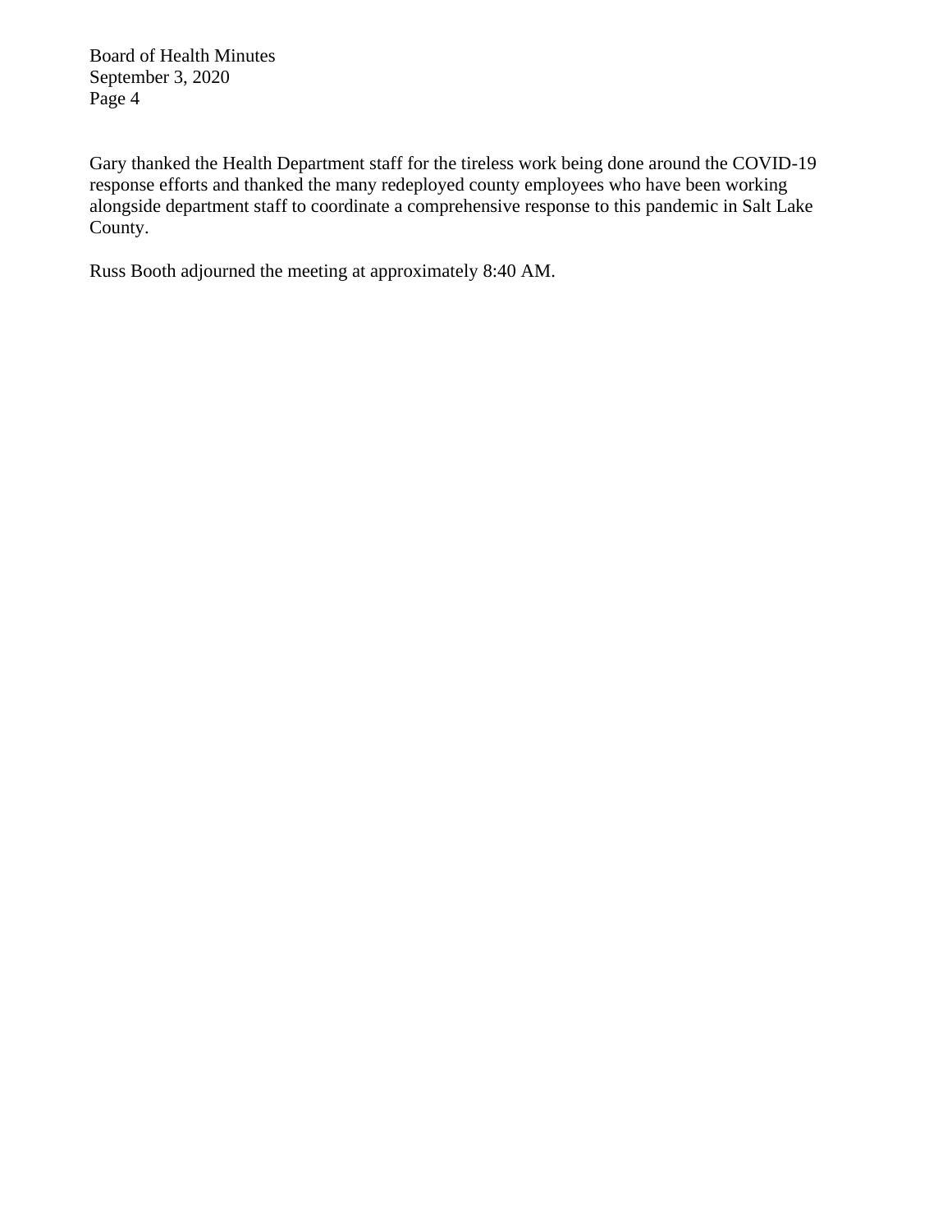Gary thanked the Health Department staff for the tireless work being done around the COVID-19 response efforts and thanked the many redeployed county employees who have been working alongside department staff to coordinate a comprehensive response to this pandemic in Salt Lake County.

Russ Booth adjourned the meeting at approximately 8:40 AM.